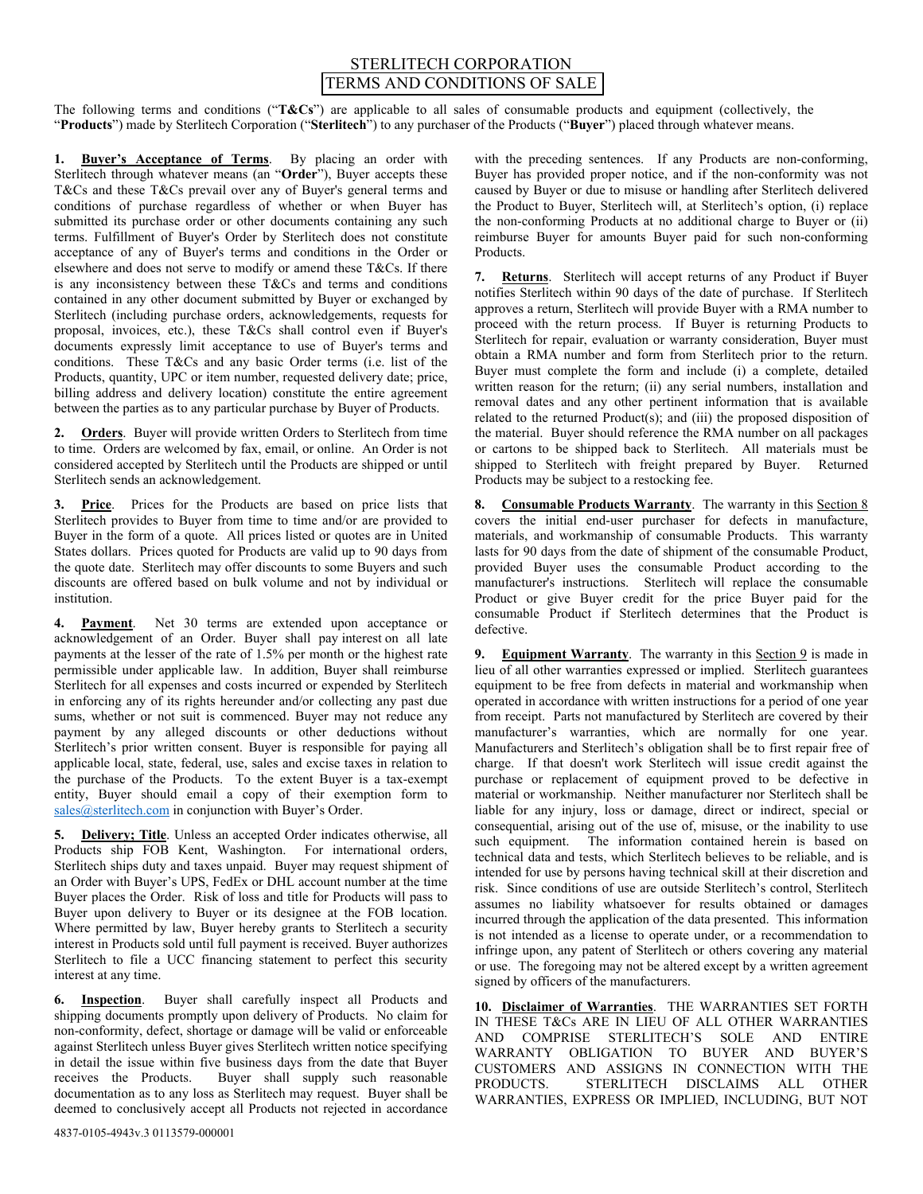# STERLITECH CORPORATION

## TERMS AND CONDITIONS OF SALE

The following terms and conditions ("**T&Cs**") are applicable to all sales of consumable products and equipment (collectively, the "**Products**") made by Sterlitech Corporation ("**Sterlitech**") to any purchaser of the Products ("**Buyer**") placed through whatever means.

**1. Buyer's Acceptance of Terms**. By placing an order with Sterlitech through whatever means (an "**Order**"), Buyer accepts these T&Cs and these T&Cs prevail over any of Buyer's general terms and conditions of purchase regardless of whether or when Buyer has submitted its purchase order or other documents containing any such terms. Fulfillment of Buyer's Order by Sterlitech does not constitute acceptance of any of Buyer's terms and conditions in the Order or elsewhere and does not serve to modify or amend these T&Cs. If there is any inconsistency between these T&Cs and terms and conditions contained in any other document submitted by Buyer or exchanged by Sterlitech (including purchase orders, acknowledgements, requests for proposal, invoices, etc.), these T&Cs shall control even if Buyer's documents expressly limit acceptance to use of Buyer's terms and conditions. These T&Cs and any basic Order terms (i.e. list of the Products, quantity, UPC or item number, requested delivery date; price, billing address and delivery location) constitute the entire agreement between the parties as to any particular purchase by Buyer of Products.

**2. Orders**. Buyer will provide written Orders to Sterlitech from time to time. Orders are welcomed by fax, email, or online. An Order is not considered accepted by Sterlitech until the Products are shipped or until Sterlitech sends an acknowledgement.

**3. Price**. Prices for the Products are based on price lists that Sterlitech provides to Buyer from time to time and/or are provided to Buyer in the form of a quote. All prices listed or quotes are in United States dollars. Prices quoted for Products are valid up to 90 days from the quote date. Sterlitech may offer discounts to some Buyers and such discounts are offered based on bulk volume and not by individual or institution.

**4. Payment**. Net 30 terms are extended upon acceptance or acknowledgement of an Order. Buyer shall pay interest on all late payments at the lesser of the rate of 1.5% per month or the highest rate permissible under applicable law. In addition, Buyer shall reimburse Sterlitech for all expenses and costs incurred or expended by Sterlitech in enforcing any of its rights hereunder and/or collecting any past due sums, whether or not suit is commenced. Buyer may not reduce any payment by any alleged discounts or other deductions without Sterlitech's prior written consent. Buyer is responsible for paying all applicable local, state, federal, use, sales and excise taxes in relation to the purchase of the Products. To the extent Buyer is a tax-exempt entity, Buyer should email a copy of their exemption form to sales@sterlitech.com in conjunction with Buyer's Order.

**5. Delivery; Title**. Unless an accepted Order indicates otherwise, all Products ship FOB Kent, Washington. For international orders, Sterlitech ships duty and taxes unpaid. Buyer may request shipment of an Order with Buyer's UPS, FedEx or DHL account number at the time Buyer places the Order. Risk of loss and title for Products will pass to Buyer upon delivery to Buyer or its designee at the FOB location. Where permitted by law, Buyer hereby grants to Sterlitech a security interest in Products sold until full payment is received. Buyer authorizes Sterlitech to file a UCC financing statement to perfect this security interest at any time.

**6. Inspection**. Buyer shall carefully inspect all Products and shipping documents promptly upon delivery of Products. No claim for non-conformity, defect, shortage or damage will be valid or enforceable against Sterlitech unless Buyer gives Sterlitech written notice specifying in detail the issue within five business days from the date that Buyer receives the Products. Buyer shall supply such reasonable documentation as to any loss as Sterlitech may request. Buyer shall be deemed to conclusively accept all Products not rejected in accordance with the preceding sentences. If any Products are non-conforming, Buyer has provided proper notice, and if the non-conformity was not caused by Buyer or due to misuse or handling after Sterlitech delivered the Product to Buyer, Sterlitech will, at Sterlitech's option, (i) replace the non-conforming Products at no additional charge to Buyer or (ii) reimburse Buyer for amounts Buyer paid for such non-conforming Products.

**7. Returns**. Sterlitech will accept returns of any Product if Buyer notifies Sterlitech within 90 days of the date of purchase. If Sterlitech approves a return, Sterlitech will provide Buyer with a RMA number to proceed with the return process. If Buyer is returning Products to Sterlitech for repair, evaluation or warranty consideration, Buyer must obtain a RMA number and form from Sterlitech prior to the return. Buyer must complete the form and include (i) a complete, detailed written reason for the return; (ii) any serial numbers, installation and removal dates and any other pertinent information that is available related to the returned Product(s); and (iii) the proposed disposition of the material. Buyer should reference the RMA number on all packages or cartons to be shipped back to Sterlitech. All materials must be shipped to Sterlitech with freight prepared by Buyer. Returned Products may be subject to a restocking fee.

**8. Consumable Products Warranty**. The warranty in this Section 8 covers the initial end-user purchaser for defects in manufacture, materials, and workmanship of consumable Products. This warranty lasts for 90 days from the date of shipment of the consumable Product, provided Buyer uses the consumable Product according to the manufacturer's instructions. Sterlitech will replace the consumable Product or give Buyer credit for the price Buyer paid for the consumable Product if Sterlitech determines that the Product is defective.

**9. Equipment Warranty**. The warranty in this Section 9 is made in lieu of all other warranties expressed or implied. Sterlitech guarantees equipment to be free from defects in material and workmanship when operated in accordance with written instructions for a period of one year from receipt. Parts not manufactured by Sterlitech are covered by their manufacturer's warranties, which are normally for one year. Manufacturers and Sterlitech's obligation shall be to first repair free of charge. If that doesn't work Sterlitech will issue credit against the purchase or replacement of equipment proved to be defective in material or workmanship. Neither manufacturer nor Sterlitech shall be liable for any injury, loss or damage, direct or indirect, special or consequential, arising out of the use of, misuse, or the inability to use such equipment. The information contained herein is based on technical data and tests, which Sterlitech believes to be reliable, and is intended for use by persons having technical skill at their discretion and risk. Since conditions of use are outside Sterlitech's control, Sterlitech assumes no liability whatsoever for results obtained or damages incurred through the application of the data presented. This information is not intended as a license to operate under, or a recommendation to infringe upon, any patent of Sterlitech or others covering any material or use. The foregoing may not be altered except by a written agreement signed by officers of the manufacturers.

**10. Disclaimer of Warranties**. THE WARRANTIES SET FORTH IN THESE T&Cs ARE IN LIEU OF ALL OTHER WARRANTIES AND COMPRISE STERLITECH'S SOLE AND ENTIRE WARRANTY OBLIGATION TO BUYER AND BUYER'S CUSTOMERS AND ASSIGNS IN CONNECTION WITH THE PRODUCTS. STERLITECH DISCLAIMS ALL OTHER WARRANTIES, EXPRESS OR IMPLIED, INCLUDING, BUT NOT

4837-0105-4943v.3 0113579-000001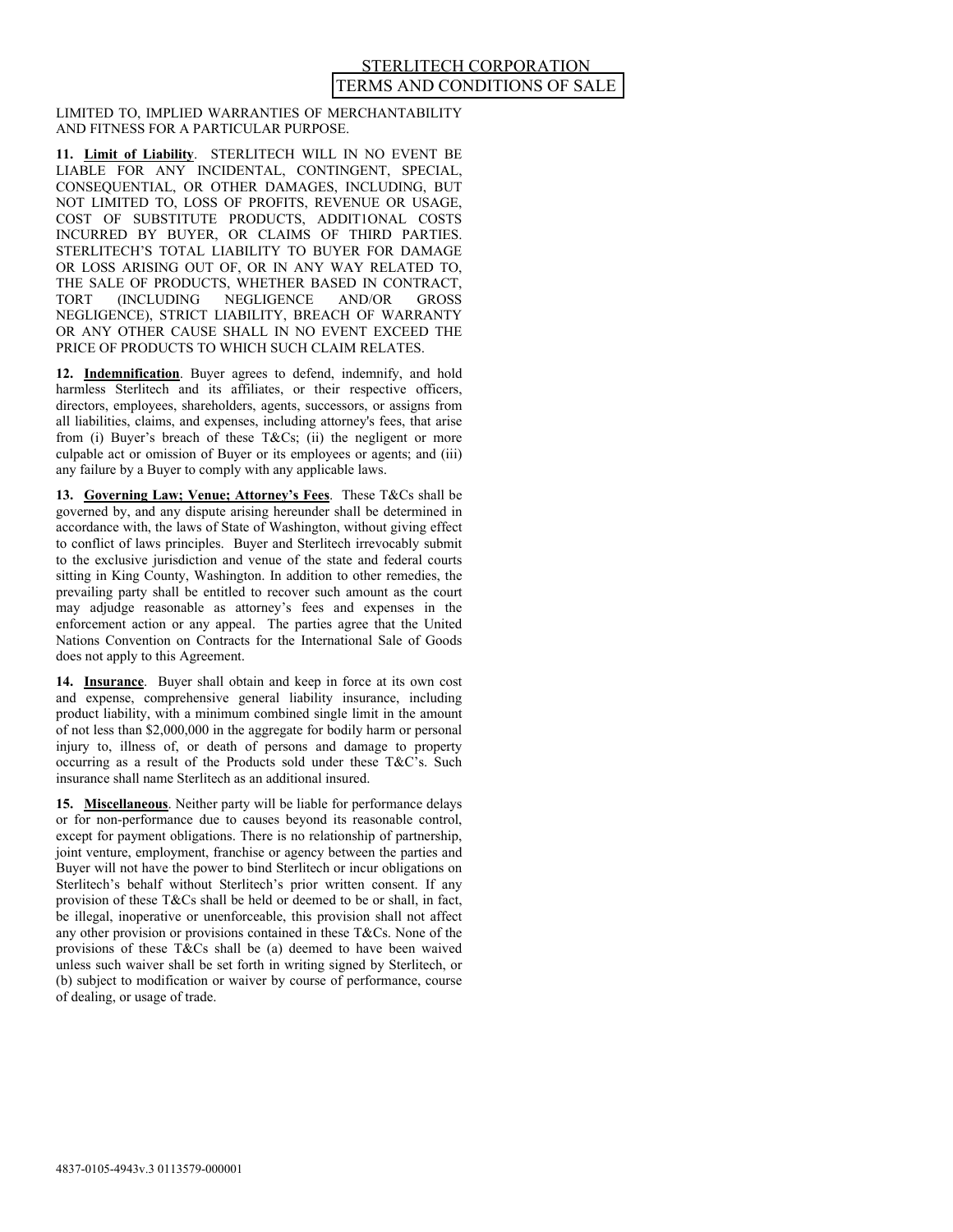LIMITED TO, IMPLIED WARRANTIES OF MERCHANTABILITY AND FITNESS FOR A PARTICULAR PURPOSE.

**11. Limit of Liability**. STERLITECH WILL IN NO EVENT BE LIABLE FOR ANY INCIDENTAL, CONTINGENT, SPECIAL, CONSEQUENTIAL, OR OTHER DAMAGES, INCLUDING, BUT NOT LIMITED TO, LOSS OF PROFITS, REVENUE OR USAGE, COST OF SUBSTITUTE PRODUCTS, ADDIT1ONAL COSTS INCURRED BY BUYER, OR CLAIMS OF THIRD PARTIES. STERLITECH'S TOTAL LIABILITY TO BUYER FOR DAMAGE OR LOSS ARISING OUT OF, OR IN ANY WAY RELATED TO, THE SALE OF PRODUCTS, WHETHER BASED IN CONTRACT, TORT (INCLUDING NEGLIGENCE AND/OR GROSS NEGLIGENCE), STRICT LIABILITY, BREACH OF WARRANTY OR ANY OTHER CAUSE SHALL IN NO EVENT EXCEED THE PRICE OF PRODUCTS TO WHICH SUCH CLAIM RELATES.

**12. Indemnification**. Buyer agrees to defend, indemnify, and hold harmless Sterlitech and its affiliates, or their respective officers, directors, employees, shareholders, agents, successors, or assigns from all liabilities, claims, and expenses, including attorney's fees, that arise from (i) Buyer's breach of these T&Cs; (ii) the negligent or more culpable act or omission of Buyer or its employees or agents; and (iii) any failure by a Buyer to comply with any applicable laws.

**13. Governing Law; Venue; Attorney's Fees**. These T&Cs shall be governed by, and any dispute arising hereunder shall be determined in accordance with, the laws of State of Washington, without giving effect to conflict of laws principles. Buyer and Sterlitech irrevocably submit to the exclusive jurisdiction and venue of the state and federal courts sitting in King County, Washington. In addition to other remedies, the prevailing party shall be entitled to recover such amount as the court may adjudge reasonable as attorney's fees and expenses in the enforcement action or any appeal. The parties agree that the United Nations Convention on Contracts for the International Sale of Goods does not apply to this Agreement.

**14. Insurance**. Buyer shall obtain and keep in force at its own cost and expense, comprehensive general liability insurance, including product liability, with a minimum combined single limit in the amount of not less than $2,000,000 in the aggregate for bodily harm or personal injury to, illness of, or death of persons and damage to property occurring as a result of the Products sold under these T&C's. Such insurance shall name Sterlitech as an additional insured.

**15. Miscellaneous**. Neither party will be liable for performance delays or for non-performance due to causes beyond its reasonable control, except for payment obligations. There is no relationship of partnership, joint venture, employment, franchise or agency between the parties and Buyer will not have the power to bind Sterlitech or incur obligations on Sterlitech's behalf without Sterlitech's prior written consent. If any provision of these T&Cs shall be held or deemed to be or shall, in fact, be illegal, inoperative or unenforceable, this provision shall not affect any other provision or provisions contained in these T&Cs. None of the provisions of these T&Cs shall be (a) deemed to have been waived unless such waiver shall be set forth in writing signed by Sterlitech, or (b) subject to modification or waiver by course of performance, course of dealing, or usage of trade.